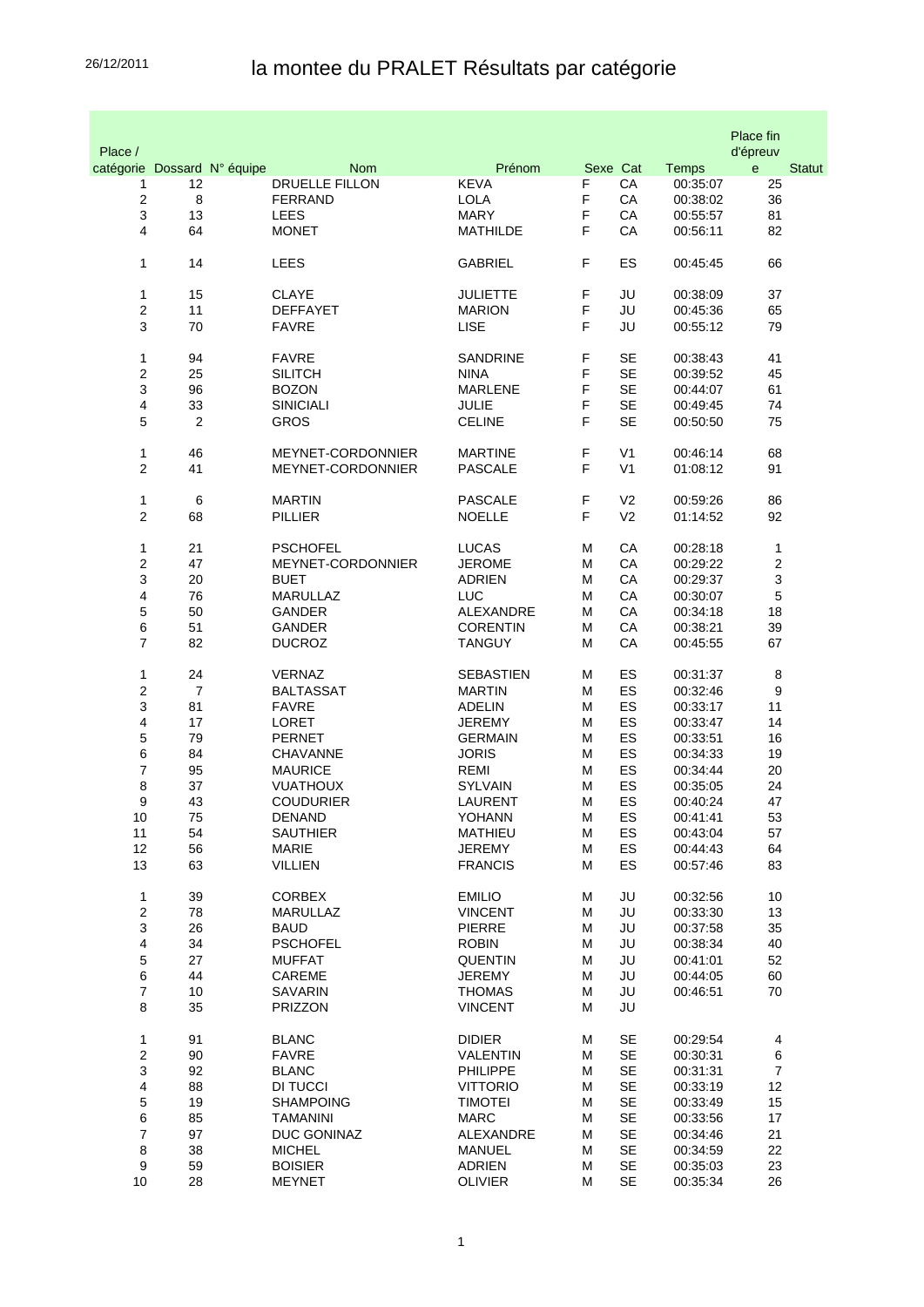26/12/2011

# la montee du PRALET Résultats par catégorie

| Place / catégorie | Dossard | N° équipe | Nom | Prénom | Sexe | Cat | Temps | Place fin d'épreuve | Statut |
|---|---|---|---|---|---|---|---|---|---|
| 1 | 12 | | DRUELLE FILLON | KEVA | F | CA | 00:35:07 | 25 | |
| 2 | 8 | | FERRAND | LOLA | F | CA | 00:38:02 | 36 | |
| 3 | 13 | | LEES | MARY | F | CA | 00:55:57 | 81 | |
| 4 | 64 | | MONET | MATHILDE | F | CA | 00:56:11 | 82 | |
| 1 | 14 | | LEES | GABRIEL | F | ES | 00:45:45 | 66 | |
| 1 | 15 | | CLAYE | JULIETTE | F | JU | 00:38:09 | 37 | |
| 2 | 11 | | DEFFAYET | MARION | F | JU | 00:45:36 | 65 | |
| 3 | 70 | | FAVRE | LISE | F | JU | 00:55:12 | 79 | |
| 1 | 94 | | FAVRE | SANDRINE | F | SE | 00:38:43 | 41 | |
| 2 | 25 | | SILITCH | NINA | F | SE | 00:39:52 | 45 | |
| 3 | 96 | | BOZON | MARLENE | F | SE | 00:44:07 | 61 | |
| 4 | 33 | | SINICIALI | JULIE | F | SE | 00:49:45 | 74 | |
| 5 | 2 | | GROS | CELINE | F | SE | 00:50:50 | 75 | |
| 1 | 46 | | MEYNET-CORDONNIER | MARTINE | F | V1 | 00:46:14 | 68 | |
| 2 | 41 | | MEYNET-CORDONNIER | PASCALE | F | V1 | 01:08:12 | 91 | |
| 1 | 6 | | MARTIN | PASCALE | F | V2 | 00:59:26 | 86 | |
| 2 | 68 | | PILLIER | NOELLE | F | V2 | 01:14:52 | 92 | |
| 1 | 21 | | PSCHOFEL | LUCAS | M | CA | 00:28:18 | 1 | |
| 2 | 47 | | MEYNET-CORDONNIER | JEROME | M | CA | 00:29:22 | 2 | |
| 3 | 20 | | BUET | ADRIEN | M | CA | 00:29:37 | 3 | |
| 4 | 76 | | MARULLAZ | LUC | M | CA | 00:30:07 | 5 | |
| 5 | 50 | | GANDER | ALEXANDRE | M | CA | 00:34:18 | 18 | |
| 6 | 51 | | GANDER | CORENTIN | M | CA | 00:38:21 | 39 | |
| 7 | 82 | | DUCROZ | TANGUY | M | CA | 00:45:55 | 67 | |
| 1 | 24 | | VERNAZ | SEBASTIEN | M | ES | 00:31:37 | 8 | |
| 2 | 7 | | BALTASSAT | MARTIN | M | ES | 00:32:46 | 9 | |
| 3 | 81 | | FAVRE | ADELIN | M | ES | 00:33:17 | 11 | |
| 4 | 17 | | LORET | JEREMY | M | ES | 00:33:47 | 14 | |
| 5 | 79 | | PERNET | GERMAIN | M | ES | 00:33:51 | 16 | |
| 6 | 84 | | CHAVANNE | JORIS | M | ES | 00:34:33 | 19 | |
| 7 | 95 | | MAURICE | REMI | M | ES | 00:34:44 | 20 | |
| 8 | 37 | | VUATHOUX | SYLVAIN | M | ES | 00:35:05 | 24 | |
| 9 | 43 | | COUDURIER | LAURENT | M | ES | 00:40:24 | 47 | |
| 10 | 75 | | DENAND | YOHANN | M | ES | 00:41:41 | 53 | |
| 11 | 54 | | SAUTHIER | MATHIEU | M | ES | 00:43:04 | 57 | |
| 12 | 56 | | MARIE | JEREMY | M | ES | 00:44:43 | 64 | |
| 13 | 63 | | VILLIEN | FRANCIS | M | ES | 00:57:46 | 83 | |
| 1 | 39 | | CORBEX | EMILIO | M | JU | 00:32:56 | 10 | |
| 2 | 78 | | MARULLAZ | VINCENT | M | JU | 00:33:30 | 13 | |
| 3 | 26 | | BAUD | PIERRE | M | JU | 00:37:58 | 35 | |
| 4 | 34 | | PSCHOFEL | ROBIN | M | JU | 00:38:34 | 40 | |
| 5 | 27 | | MUFFAT | QUENTIN | M | JU | 00:41:01 | 52 | |
| 6 | 44 | | CAREME | JEREMY | M | JU | 00:44:05 | 60 | |
| 7 | 10 | | SAVARIN | THOMAS | M | JU | 00:46:51 | 70 | |
| 8 | 35 | | PRIZZON | VINCENT | M | JU | | | |
| 1 | 91 | | BLANC | DIDIER | M | SE | 00:29:54 | 4 | |
| 2 | 90 | | FAVRE | VALENTIN | M | SE | 00:30:31 | 6 | |
| 3 | 92 | | BLANC | PHILIPPE | M | SE | 00:31:31 | 7 | |
| 4 | 88 | | DI TUCCI | VITTORIO | M | SE | 00:33:19 | 12 | |
| 5 | 19 | | SHAMPOING | TIMOTEI | M | SE | 00:33:49 | 15 | |
| 6 | 85 | | TAMANINI | MARC | M | SE | 00:33:56 | 17 | |
| 7 | 97 | | DUC GONINAZ | ALEXANDRE | M | SE | 00:34:46 | 21 | |
| 8 | 38 | | MICHEL | MANUEL | M | SE | 00:34:59 | 22 | |
| 9 | 59 | | BOISIER | ADRIEN | M | SE | 00:35:03 | 23 | |
| 10 | 28 | | MEYNET | OLIVIER | M | SE | 00:35:34 | 26 | |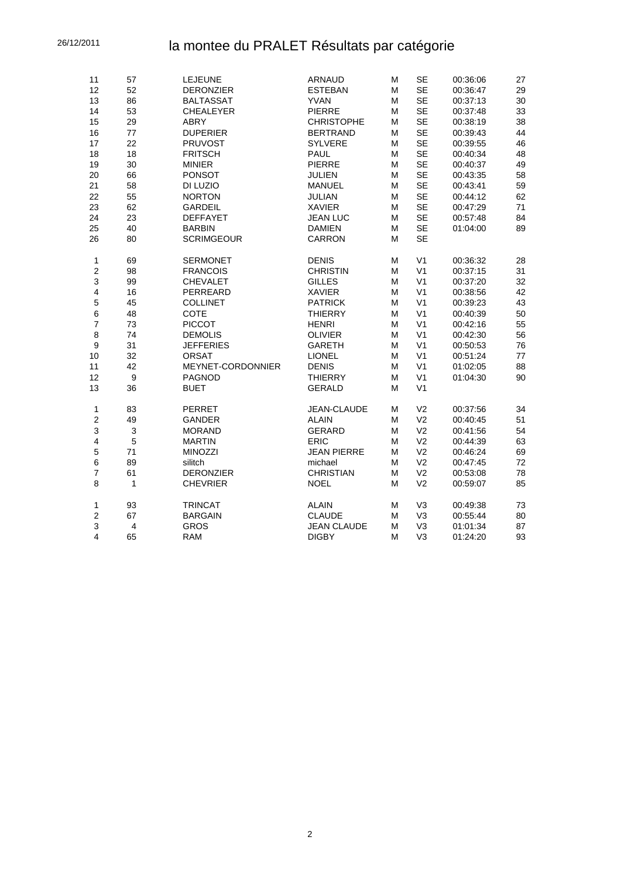# la montee du PRALET Résultats par catégorie

| | | | | | | | |
|---|---|---|---|---|---|---|---|
| 11 | 57 | LEJEUNE | ARNAUD | M | SE | 00:36:06 | 27 |
| 12 | 52 | DERONZIER | ESTEBAN | M | SE | 00:36:47 | 29 |
| 13 | 86 | BALTASSAT | YVAN | M | SE | 00:37:13 | 30 |
| 14 | 53 | CHEALEYER | PIERRE | M | SE | 00:37:48 | 33 |
| 15 | 29 | ABRY | CHRISTOPHE | M | SE | 00:38:19 | 38 |
| 16 | 77 | DUPERIER | BERTRAND | M | SE | 00:39:43 | 44 |
| 17 | 22 | PRUVOST | SYLVERE | M | SE | 00:39:55 | 46 |
| 18 | 18 | FRITSCH | PAUL | M | SE | 00:40:34 | 48 |
| 19 | 30 | MINIER | PIERRE | M | SE | 00:40:37 | 49 |
| 20 | 66 | PONSOT | JULIEN | M | SE | 00:43:35 | 58 |
| 21 | 58 | DI LUZIO | MANUEL | M | SE | 00:43:41 | 59 |
| 22 | 55 | NORTON | JULIAN | M | SE | 00:44:12 | 62 |
| 23 | 62 | GARDEIL | XAVIER | M | SE | 00:47:29 | 71 |
| 24 | 23 | DEFFAYET | JEAN LUC | M | SE | 00:57:48 | 84 |
| 25 | 40 | BARBIN | DAMIEN | M | SE | 01:04:00 | 89 |
| 26 | 80 | SCRIMGEOUR | CARRON | M | SE | | |
| 1 | 69 | SERMONET | DENIS | M | V1 | 00:36:32 | 28 |
| 2 | 98 | FRANCOIS | CHRISTIN | M | V1 | 00:37:15 | 31 |
| 3 | 99 | CHEVALET | GILLES | M | V1 | 00:37:20 | 32 |
| 4 | 16 | PERREARD | XAVIER | M | V1 | 00:38:56 | 42 |
| 5 | 45 | COLLINET | PATRICK | M | V1 | 00:39:23 | 43 |
| 6 | 48 | COTE | THIERRY | M | V1 | 00:40:39 | 50 |
| 7 | 73 | PICCOT | HENRI | M | V1 | 00:42:16 | 55 |
| 8 | 74 | DEMOLIS | OLIVIER | M | V1 | 00:42:30 | 56 |
| 9 | 31 | JEFFERIES | GARETH | M | V1 | 00:50:53 | 76 |
| 10 | 32 | ORSAT | LIONEL | M | V1 | 00:51:24 | 77 |
| 11 | 42 | MEYNET-CORDONNIER | DENIS | M | V1 | 01:02:05 | 88 |
| 12 | 9 | PAGNOD | THIERRY | M | V1 | 01:04:30 | 90 |
| 13 | 36 | BUET | GERALD | M | V1 | | |
| 1 | 83 | PERRET | JEAN-CLAUDE | M | V2 | 00:37:56 | 34 |
| 2 | 49 | GANDER | ALAIN | M | V2 | 00:40:45 | 51 |
| 3 | 3 | MORAND | GERARD | M | V2 | 00:41:56 | 54 |
| 4 | 5 | MARTIN | ERIC | M | V2 | 00:44:39 | 63 |
| 5 | 71 | MINOZZI | JEAN PIERRE | M | V2 | 00:46:24 | 69 |
| 6 | 89 | silitch | michael | M | V2 | 00:47:45 | 72 |
| 7 | 61 | DERONZIER | CHRISTIAN | M | V2 | 00:53:08 | 78 |
| 8 | 1 | CHEVRIER | NOEL | M | V2 | 00:59:07 | 85 |
| 1 | 93 | TRINCAT | ALAIN | M | V3 | 00:49:38 | 73 |
| 2 | 67 | BARGAIN | CLAUDE | M | V3 | 00:55:44 | 80 |
| 3 | 4 | GROS | JEAN CLAUDE | M | V3 | 01:01:34 | 87 |
| 4 | 65 | RAM | DIGBY | M | V3 | 01:24:20 | 93 |